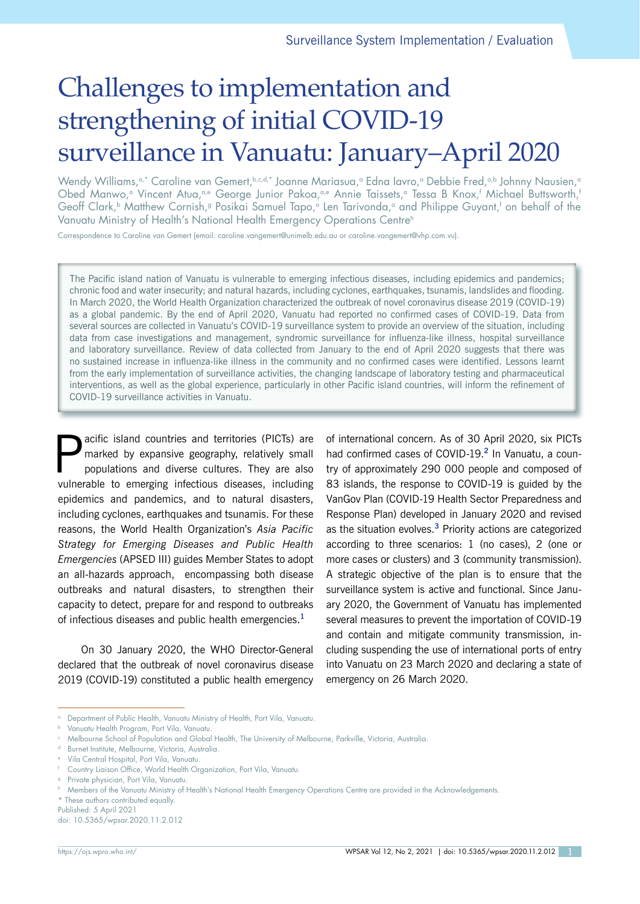Surveillance System Implementation / Evaluation

# Challenges to implementation and strengthening of initial COVID-19 surveillance in Vanuatu: January–April 2020

Wendy Williams,[a,*] Caroline van Gemert,[b,c,d,*] Joanne Mariasua,[a] Edna Iavro,[a] Debbie Fred,[a,b] Johnny Nausien,[a] Obed Manwo,[a] Vincent Atua,[a,e] George Junior Pakoa,[a,e] Annie Taissets,[a] Tessa B Knox,[f] Michael Buttsworth,[f] Geoff Clark,[b] Matthew Cornish,[g] Posikai Samuel Tapo,[a] Len Tarivonda,[a] and Philippe Guyant,[f] on behalf of the Vanuatu Ministry of Health's National Health Emergency Operations Centre[h]

Correspondence to Caroline van Gemert (email: caroline.vangemert@unimelb.edu.au or caroline.vangemert@vhp.com.vu).

The Pacific island nation of Vanuatu is vulnerable to emerging infectious diseases, including epidemics and pandemics; chronic food and water insecurity; and natural hazards, including cyclones, earthquakes, tsunamis, landslides and flooding. In March 2020, the World Health Organization characterized the outbreak of novel coronavirus disease 2019 (COVID-19) as a global pandemic. By the end of April 2020, Vanuatu had reported no confirmed cases of COVID-19. Data from several sources are collected in Vanuatu's COVID-19 surveillance system to provide an overview of the situation, including data from case investigations and management, syndromic surveillance for influenza-like illness, hospital surveillance and laboratory surveillance. Review of data collected from January to the end of April 2020 suggests that there was no sustained increase in influenza-like illness in the community and no confirmed cases were identified. Lessons learnt from the early implementation of surveillance activities, the changing landscape of laboratory testing and pharmaceutical interventions, as well as the global experience, particularly in other Pacific island countries, will inform the refinement of COVID-19 surveillance activities in Vanuatu.

Pacific island countries and territories (PICTs) are marked by expansive geography, relatively small populations and diverse cultures. They are also vulnerable to emerging infectious diseases, including epidemics and pandemics, and to natural disasters, including cyclones, earthquakes and tsunamis. For these reasons, the World Health Organization's *Asia Pacific Strategy for Emerging Diseases and Public Health Emergencies* (APSED III) guides Member States to adopt an all-hazards approach, encompassing both disease outbreaks and natural disasters, to strengthen their capacity to detect, prepare for and respond to outbreaks of infectious diseases and public health emergencies.[1]

On 30 January 2020, the WHO Director-General declared that the outbreak of novel coronavirus disease 2019 (COVID-19) constituted a public health emergency of international concern. As of 30 April 2020, six PICTs had confirmed cases of COVID-19.[2] In Vanuatu, a country of approximately 290 000 people and composed of 83 islands, the response to COVID-19 is guided by the VanGov Plan (COVID-19 Health Sector Preparedness and Response Plan) developed in January 2020 and revised as the situation evolves.[3] Priority actions are categorized according to three scenarios: 1 (no cases), 2 (one or more cases or clusters) and 3 (community transmission). A strategic objective of the plan is to ensure that the surveillance system is active and functional. Since January 2020, the Government of Vanuatu has implemented several measures to prevent the importation of COVID-19 and contain and mitigate community transmission, including suspending the use of international ports of entry into Vanuatu on 23 March 2020 and declaring a state of emergency on 26 March 2020.

---

[a] Department of Public Health, Vanuatu Ministry of Health, Port Vila, Vanuatu.
[b] Vanuatu Health Program, Port Vila, Vanuatu.
[c] Melbourne School of Population and Global Health, The University of Melbourne, Parkville, Victoria, Australia.
[d] Burnet Institute, Melbourne, Victoria, Australia.
[e] Vila Central Hospital, Port Vila, Vanuatu.
[f] Country Liaison Office, World Health Organization, Port Vila, Vanuatu.
[g] Private physician, Port Vila, Vanuatu.
[h] Members of the Vanuatu Ministry of Health's National Health Emergency Operations Centre are provided in the Acknowledgements.
\* These authors contributed equally.
Published: 5 April 2021
doi: 10.5365/wpsar.2020.11.2.012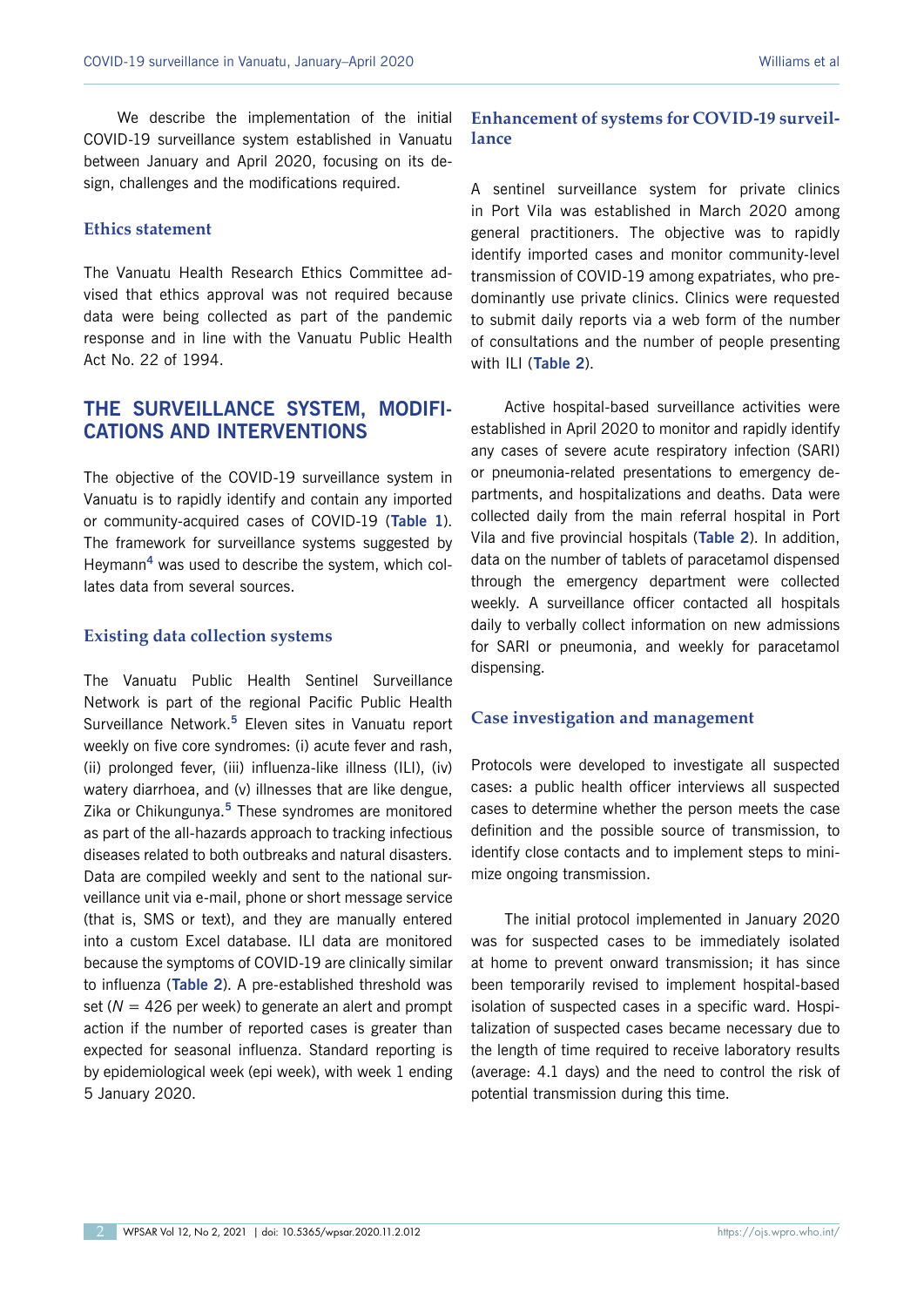We describe the implementation of the initial COVID-19 surveillance system established in Vanuatu between January and April 2020, focusing on its design, challenges and the modifications required.

### Ethics statement

The Vanuatu Health Research Ethics Committee advised that ethics approval was not required because data were being collected as part of the pandemic response and in line with the Vanuatu Public Health Act No. 22 of 1994.

## THE SURVEILLANCE SYSTEM, MODIFICATIONS AND INTERVENTIONS

The objective of the COVID-19 surveillance system in Vanuatu is to rapidly identify and contain any imported or community-acquired cases of COVID-19 (**Table 1**). The framework for surveillance systems suggested by Heymann[4] was used to describe the system, which collates data from several sources.

### Existing data collection systems

The Vanuatu Public Health Sentinel Surveillance Network is part of the regional Pacific Public Health Surveillance Network.[5] Eleven sites in Vanuatu report weekly on five core syndromes: (i) acute fever and rash, (ii) prolonged fever, (iii) influenza-like illness (ILI), (iv) watery diarrhoea, and (v) illnesses that are like dengue, Zika or Chikungunya.[5] These syndromes are monitored as part of the all-hazards approach to tracking infectious diseases related to both outbreaks and natural disasters. Data are compiled weekly and sent to the national surveillance unit via e-mail, phone or short message service (that is, SMS or text), and they are manually entered into a custom Excel database. ILI data are monitored because the symptoms of COVID-19 are clinically similar to influenza (**Table 2**). A pre-established threshold was set ($N = 426$ per week) to generate an alert and prompt action if the number of reported cases is greater than expected for seasonal influenza. Standard reporting is by epidemiological week (epi week), with week 1 ending 5 January 2020.

### Enhancement of systems for COVID-19 surveillance

A sentinel surveillance system for private clinics in Port Vila was established in March 2020 among general practitioners. The objective was to rapidly identify imported cases and monitor community-level transmission of COVID-19 among expatriates, who predominantly use private clinics. Clinics were requested to submit daily reports via a web form of the number of consultations and the number of people presenting with ILI (**Table 2**).

Active hospital-based surveillance activities were established in April 2020 to monitor and rapidly identify any cases of severe acute respiratory infection (SARI) or pneumonia-related presentations to emergency departments, and hospitalizations and deaths. Data were collected daily from the main referral hospital in Port Vila and five provincial hospitals (**Table 2**). In addition, data on the number of tablets of paracetamol dispensed through the emergency department were collected weekly. A surveillance officer contacted all hospitals daily to verbally collect information on new admissions for SARI or pneumonia, and weekly for paracetamol dispensing.

### Case investigation and management

Protocols were developed to investigate all suspected cases: a public health officer interviews all suspected cases to determine whether the person meets the case definition and the possible source of transmission, to identify close contacts and to implement steps to minimize ongoing transmission.

The initial protocol implemented in January 2020 was for suspected cases to be immediately isolated at home to prevent onward transmission; it has since been temporarily revised to implement hospital-based isolation of suspected cases in a specific ward. Hospitalization of suspected cases became necessary due to the length of time required to receive laboratory results (average: 4.1 days) and the need to control the risk of potential transmission during this time.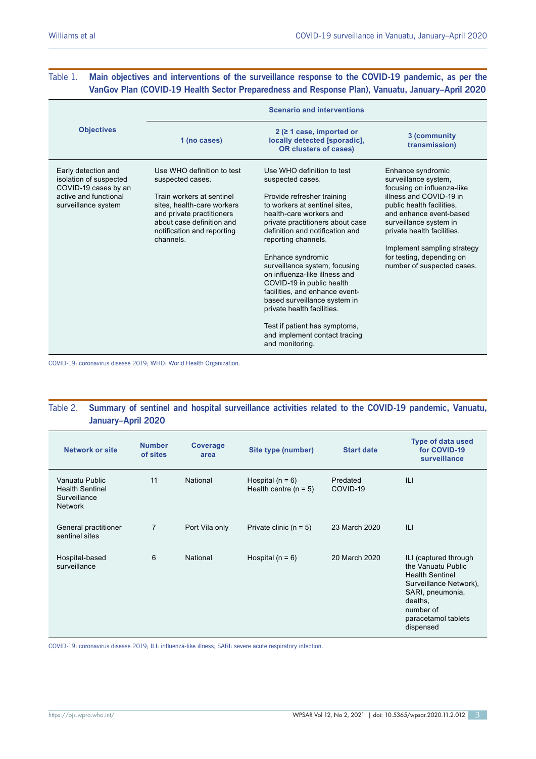Table 1. **Main objectives and interventions of the surveillance response to the COVID-19 pandemic, as per the VanGov Plan (COVID-19 Health Sector Preparedness and Response Plan), Vanuatu, January–April 2020**

| Objectives | Scenario and interventions | | |
|---|---|---|---|
| | 1 (no cases) | 2 (≥ 1 case, imported or locally detected [sporadic], OR clusters of cases) | 3 (community transmission) |
| Early detection and isolation of suspected COVID-19 cases by an active and functional surveillance system | Use WHO definition to test suspected cases.<br><br>Train workers at sentinel sites, health-care workers and private practitioners about case definition and notification and reporting channels. | Use WHO definition to test suspected cases.<br><br>Provide refresher training to workers at sentinel sites, health-care workers and private practitioners about case definition and notification and reporting channels.<br><br>Enhance syndromic surveillance system, focusing on influenza-like illness and COVID-19 in public health facilities, and enhance event-based surveillance system in private health facilities.<br><br>Test if patient has symptoms, and implement contact tracing and monitoring. | Enhance syndromic surveillance system, focusing on influenza-like illness and COVID-19 in public health facilities, and enhance event-based surveillance system in private health facilities.<br><br>Implement sampling strategy for testing, depending on number of suspected cases. |

COVID-19: coronavirus disease 2019; WHO: World Health Organization.

Table 2. **Summary of sentinel and hospital surveillance activities related to the COVID-19 pandemic, Vanuatu, January–April 2020**

| Network or site | Number of sites | Coverage area | Site type (number) | Start date | Type of data used for COVID-19 surveillance |
|---|---|---|---|---|---|
| Vanuatu Public Health Sentinel Surveillance Network | 11 | National | Hospital (n = 6)<br>Health centre (n = 5) | Predated COVID-19 | ILI |
| General practitioner sentinel sites | 7 | Port Vila only | Private clinic (n = 5) | 23 March 2020 | ILI |
| Hospital-based surveillance | 6 | National | Hospital (n = 6) | 20 March 2020 | ILI (captured through the Vanuatu Public Health Sentinel Surveillance Network), SARI, pneumonia, deaths, number of paracetamol tablets dispensed |

COVID-19: coronavirus disease 2019; ILI: influenza-like illness; SARI: severe acute respiratory infection.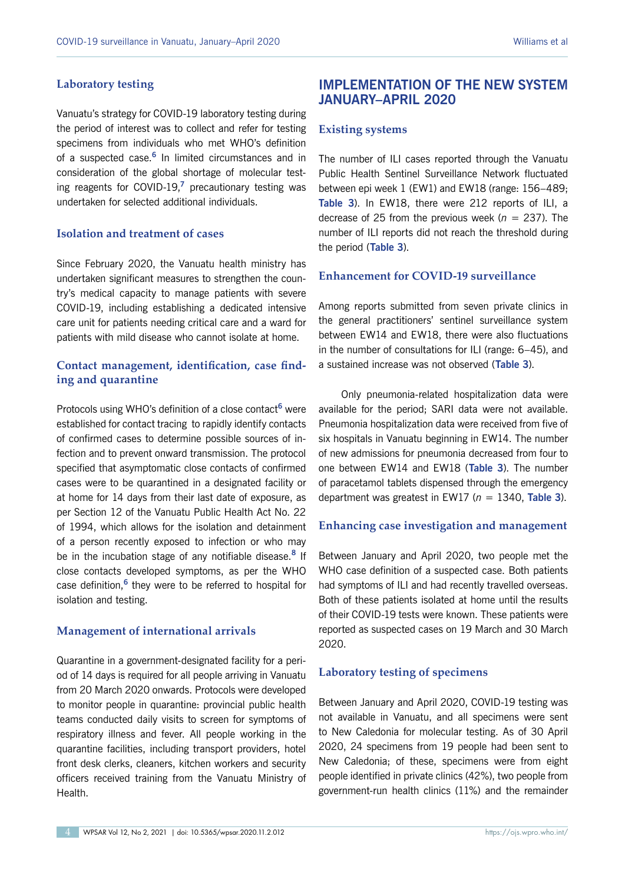### Laboratory testing

Vanuatu's strategy for COVID-19 laboratory testing during the period of interest was to collect and refer for testing specimens from individuals who met WHO's definition of a suspected case.[6] In limited circumstances and in consideration of the global shortage of molecular testing reagents for COVID-19,[7] precautionary testing was undertaken for selected additional individuals.

### Isolation and treatment of cases

Since February 2020, the Vanuatu health ministry has undertaken significant measures to strengthen the country's medical capacity to manage patients with severe COVID-19, including establishing a dedicated intensive care unit for patients needing critical care and a ward for patients with mild disease who cannot isolate at home.

### Contact management, identification, case finding and quarantine

Protocols using WHO's definition of a close contact[6] were established for contact tracing to rapidly identify contacts of confirmed cases to determine possible sources of infection and to prevent onward transmission. The protocol specified that asymptomatic close contacts of confirmed cases were to be quarantined in a designated facility or at home for 14 days from their last date of exposure, as per Section 12 of the Vanuatu Public Health Act No. 22 of 1994, which allows for the isolation and detainment of a person recently exposed to infection or who may be in the incubation stage of any notifiable disease.[8] If close contacts developed symptoms, as per the WHO case definition,[6] they were to be referred to hospital for isolation and testing.

### Management of international arrivals

Quarantine in a government-designated facility for a period of 14 days is required for all people arriving in Vanuatu from 20 March 2020 onwards. Protocols were developed to monitor people in quarantine: provincial public health teams conducted daily visits to screen for symptoms of respiratory illness and fever. All people working in the quarantine facilities, including transport providers, hotel front desk clerks, cleaners, kitchen workers and security officers received training from the Vanuatu Ministry of Health.

## IMPLEMENTATION OF THE NEW SYSTEM JANUARY–APRIL 2020

### Existing systems

The number of ILI cases reported through the Vanuatu Public Health Sentinel Surveillance Network fluctuated between epi week 1 (EW1) and EW18 (range: 156–489; **Table 3**). In EW18, there were 212 reports of ILI, a decrease of 25 from the previous week ($n = 237$). The number of ILI reports did not reach the threshold during the period (**Table 3**).

### Enhancement for COVID-19 surveillance

Among reports submitted from seven private clinics in the general practitioners' sentinel surveillance system between EW14 and EW18, there were also fluctuations in the number of consultations for ILI (range: 6–45), and a sustained increase was not observed (**Table 3**).

Only pneumonia-related hospitalization data were available for the period; SARI data were not available. Pneumonia hospitalization data were received from five of six hospitals in Vanuatu beginning in EW14. The number of new admissions for pneumonia decreased from four to one between EW14 and EW18 (**Table 3**). The number of paracetamol tablets dispensed through the emergency department was greatest in EW17 ($n = 1340$, **Table 3**).

### Enhancing case investigation and management

Between January and April 2020, two people met the WHO case definition of a suspected case. Both patients had symptoms of ILI and had recently travelled overseas. Both of these patients isolated at home until the results of their COVID-19 tests were known. These patients were reported as suspected cases on 19 March and 30 March 2020.

### Laboratory testing of specimens

Between January and April 2020, COVID-19 testing was not available in Vanuatu, and all specimens were sent to New Caledonia for molecular testing. As of 30 April 2020, 24 specimens from 19 people had been sent to New Caledonia; of these, specimens were from eight people identified in private clinics (42%), two people from government-run health clinics (11%) and the remainder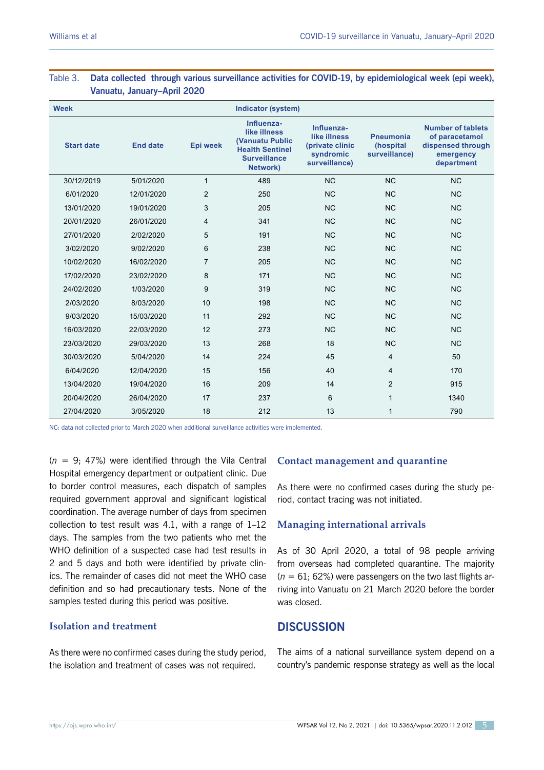Table 3. **Data collected through various surveillance activities for COVID-19, by epidemiological week (epi week), Vanuatu, January–April 2020**

| Week | | | Indicator (system) | | | |
|---|---|---|---|---|---|---|
| Start date | End date | Epi week | Influenza-like illness (Vanuatu Public Health Sentinel Surveillance Network) | Influenza-like illness (private clinic syndromic surveillance) | Pneumonia (hospital surveillance) | Number of tablets of paracetamol dispensed through emergency department |
| 30/12/2019 | 5/01/2020 | 1 | 489 | NC | NC | NC |
| 6/01/2020 | 12/01/2020 | 2 | 250 | NC | NC | NC |
| 13/01/2020 | 19/01/2020 | 3 | 205 | NC | NC | NC |
| 20/01/2020 | 26/01/2020 | 4 | 341 | NC | NC | NC |
| 27/01/2020 | 2/02/2020 | 5 | 191 | NC | NC | NC |
| 3/02/2020 | 9/02/2020 | 6 | 238 | NC | NC | NC |
| 10/02/2020 | 16/02/2020 | 7 | 205 | NC | NC | NC |
| 17/02/2020 | 23/02/2020 | 8 | 171 | NC | NC | NC |
| 24/02/2020 | 1/03/2020 | 9 | 319 | NC | NC | NC |
| 2/03/2020 | 8/03/2020 | 10 | 198 | NC | NC | NC |
| 9/03/2020 | 15/03/2020 | 11 | 292 | NC | NC | NC |
| 16/03/2020 | 22/03/2020 | 12 | 273 | NC | NC | NC |
| 23/03/2020 | 29/03/2020 | 13 | 268 | 18 | NC | NC |
| 30/03/2020 | 5/04/2020 | 14 | 224 | 45 | 4 | 50 |
| 6/04/2020 | 12/04/2020 | 15 | 156 | 40 | 4 | 170 |
| 13/04/2020 | 19/04/2020 | 16 | 209 | 14 | 2 | 915 |
| 20/04/2020 | 26/04/2020 | 17 | 237 | 6 | 1 | 1340 |
| 27/04/2020 | 3/05/2020 | 18 | 212 | 13 | 1 | 790 |

NC: data not collected prior to March 2020 when additional surveillance activities were implemented.

($n$ = 9; 47%) were identified through the Vila Central Hospital emergency department or outpatient clinic. Due to border control measures, each dispatch of samples required government approval and significant logistical coordination. The average number of days from specimen collection to test result was 4.1, with a range of 1–12 days. The samples from the two patients who met the WHO definition of a suspected case had test results in 2 and 5 days and both were identified by private clinics. The remainder of cases did not meet the WHO case definition and so had precautionary tests. None of the samples tested during this period was positive.

### Isolation and treatment

As there were no confirmed cases during the study period, the isolation and treatment of cases was not required.

### Contact management and quarantine

As there were no confirmed cases during the study period, contact tracing was not initiated.

### Managing international arrivals

As of 30 April 2020, a total of 98 people arriving from overseas had completed quarantine. The majority ($n$ = 61; 62%) were passengers on the two last flights arriving into Vanuatu on 21 March 2020 before the border was closed.

## DISCUSSION

The aims of a national surveillance system depend on a country's pandemic response strategy as well as the local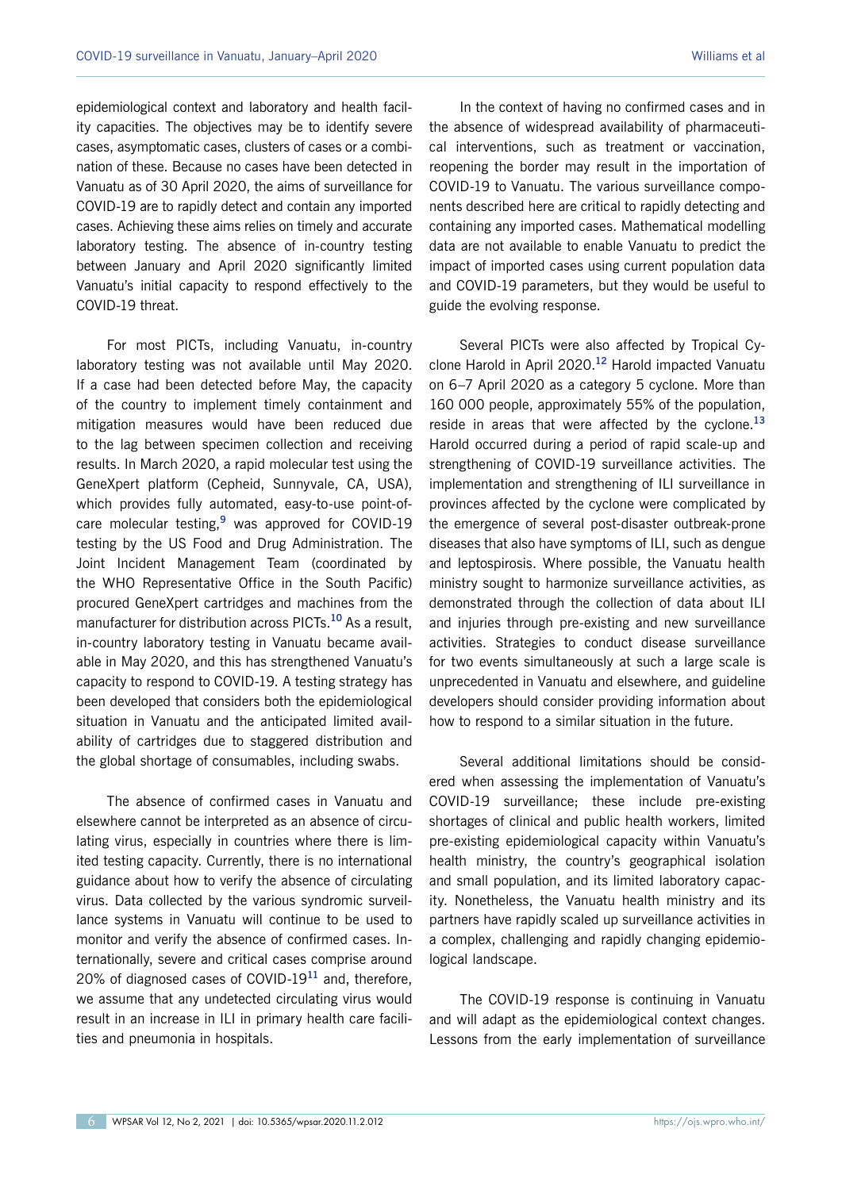epidemiological context and laboratory and health facility capacities. The objectives may be to identify severe cases, asymptomatic cases, clusters of cases or a combination of these. Because no cases have been detected in Vanuatu as of 30 April 2020, the aims of surveillance for COVID-19 are to rapidly detect and contain any imported cases. Achieving these aims relies on timely and accurate laboratory testing. The absence of in-country testing between January and April 2020 significantly limited Vanuatu's initial capacity to respond effectively to the COVID-19 threat.

For most PICTs, including Vanuatu, in-country laboratory testing was not available until May 2020. If a case had been detected before May, the capacity of the country to implement timely containment and mitigation measures would have been reduced due to the lag between specimen collection and receiving results. In March 2020, a rapid molecular test using the GeneXpert platform (Cepheid, Sunnyvale, CA, USA), which provides fully automated, easy-to-use point-of-care molecular testing,[9] was approved for COVID-19 testing by the US Food and Drug Administration. The Joint Incident Management Team (coordinated by the WHO Representative Office in the South Pacific) procured GeneXpert cartridges and machines from the manufacturer for distribution across PICTs.[10] As a result, in-country laboratory testing in Vanuatu became available in May 2020, and this has strengthened Vanuatu's capacity to respond to COVID-19. A testing strategy has been developed that considers both the epidemiological situation in Vanuatu and the anticipated limited availability of cartridges due to staggered distribution and the global shortage of consumables, including swabs.

The absence of confirmed cases in Vanuatu and elsewhere cannot be interpreted as an absence of circulating virus, especially in countries where there is limited testing capacity. Currently, there is no international guidance about how to verify the absence of circulating virus. Data collected by the various syndromic surveillance systems in Vanuatu will continue to be used to monitor and verify the absence of confirmed cases. Internationally, severe and critical cases comprise around 20% of diagnosed cases of COVID-19[11] and, therefore, we assume that any undetected circulating virus would result in an increase in ILI in primary health care facilities and pneumonia in hospitals.

In the context of having no confirmed cases and in the absence of widespread availability of pharmaceutical interventions, such as treatment or vaccination, reopening the border may result in the importation of COVID-19 to Vanuatu. The various surveillance components described here are critical to rapidly detecting and containing any imported cases. Mathematical modelling data are not available to enable Vanuatu to predict the impact of imported cases using current population data and COVID-19 parameters, but they would be useful to guide the evolving response.

Several PICTs were also affected by Tropical Cyclone Harold in April 2020.[12] Harold impacted Vanuatu on 6–7 April 2020 as a category 5 cyclone. More than 160 000 people, approximately 55% of the population, reside in areas that were affected by the cyclone.[13] Harold occurred during a period of rapid scale-up and strengthening of COVID-19 surveillance activities. The implementation and strengthening of ILI surveillance in provinces affected by the cyclone were complicated by the emergence of several post-disaster outbreak-prone diseases that also have symptoms of ILI, such as dengue and leptospirosis. Where possible, the Vanuatu health ministry sought to harmonize surveillance activities, as demonstrated through the collection of data about ILI and injuries through pre-existing and new surveillance activities. Strategies to conduct disease surveillance for two events simultaneously at such a large scale is unprecedented in Vanuatu and elsewhere, and guideline developers should consider providing information about how to respond to a similar situation in the future.

Several additional limitations should be considered when assessing the implementation of Vanuatu's COVID-19 surveillance; these include pre-existing shortages of clinical and public health workers, limited pre-existing epidemiological capacity within Vanuatu's health ministry, the country's geographical isolation and small population, and its limited laboratory capacity. Nonetheless, the Vanuatu health ministry and its partners have rapidly scaled up surveillance activities in a complex, challenging and rapidly changing epidemiological landscape.

The COVID-19 response is continuing in Vanuatu and will adapt as the epidemiological context changes. Lessons from the early implementation of surveillance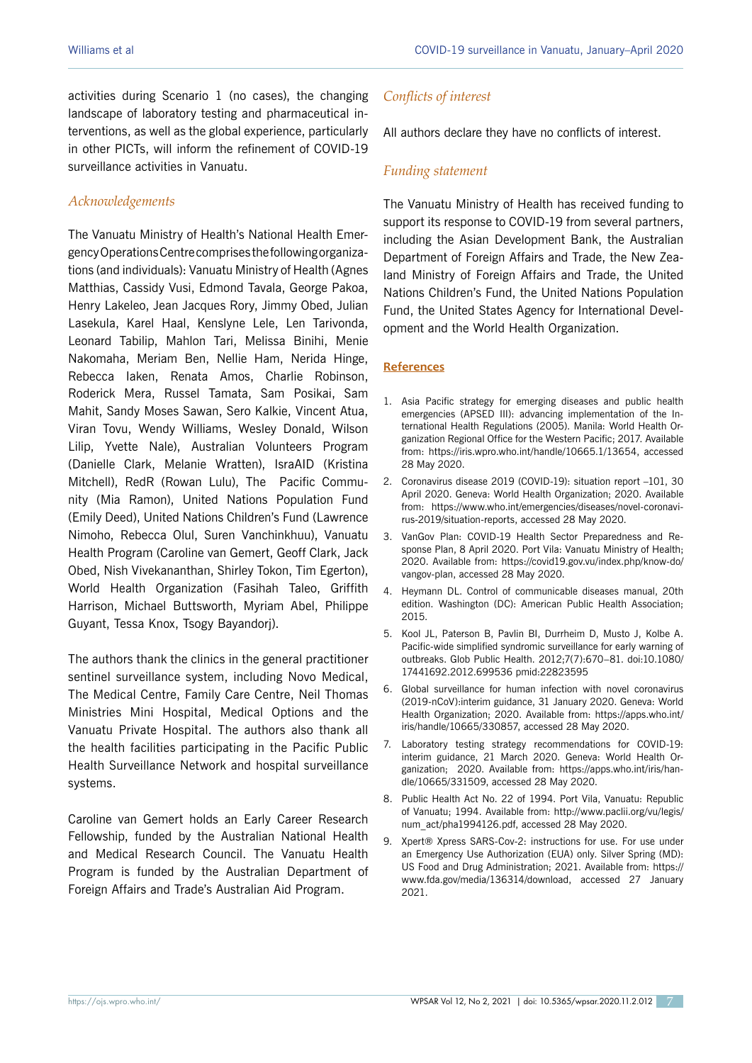activities during Scenario 1 (no cases), the changing landscape of laboratory testing and pharmaceutical interventions, as well as the global experience, particularly in other PICTs, will inform the refinement of COVID-19 surveillance activities in Vanuatu.

## *Acknowledgements*

The Vanuatu Ministry of Health's National Health Emergency Operations Centre comprises the following organizations (and individuals): Vanuatu Ministry of Health (Agnes Matthias, Cassidy Vusi, Edmond Tavala, George Pakoa, Henry Lakeleo, Jean Jacques Rory, Jimmy Obed, Julian Lasekula, Karel Haal, Kenslyne Lele, Len Tarivonda, Leonard Tabilip, Mahlon Tari, Melissa Binihi, Menie Nakomaha, Meriam Ben, Nellie Ham, Nerida Hinge, Rebecca Iaken, Renata Amos, Charlie Robinson, Roderick Mera, Russel Tamata, Sam Posikai, Sam Mahit, Sandy Moses Sawan, Sero Kalkie, Vincent Atua, Viran Tovu, Wendy Williams, Wesley Donald, Wilson Lilip, Yvette Nale), Australian Volunteers Program (Danielle Clark, Melanie Wratten), IsraAID (Kristina Mitchell), RedR (Rowan Lulu), The Pacific Community (Mia Ramon), United Nations Population Fund (Emily Deed), United Nations Children's Fund (Lawrence Nimoho, Rebecca Olul, Suren Vanchinkhuu), Vanuatu Health Program (Caroline van Gemert, Geoff Clark, Jack Obed, Nish Vivekananthan, Shirley Tokon, Tim Egerton), World Health Organization (Fasihah Taleo, Griffith Harrison, Michael Buttsworth, Myriam Abel, Philippe Guyant, Tessa Knox, Tsogy Bayandorj).

The authors thank the clinics in the general practitioner sentinel surveillance system, including Novo Medical, The Medical Centre, Family Care Centre, Neil Thomas Ministries Mini Hospital, Medical Options and the Vanuatu Private Hospital. The authors also thank all the health facilities participating in the Pacific Public Health Surveillance Network and hospital surveillance systems.

Caroline van Gemert holds an Early Career Research Fellowship, funded by the Australian National Health and Medical Research Council. The Vanuatu Health Program is funded by the Australian Department of Foreign Affairs and Trade's Australian Aid Program.

## *Conflicts of interest*

All authors declare they have no conflicts of interest.

## *Funding statement*

The Vanuatu Ministry of Health has received funding to support its response to COVID-19 from several partners, including the Asian Development Bank, the Australian Department of Foreign Affairs and Trade, the New Zealand Ministry of Foreign Affairs and Trade, the United Nations Children's Fund, the United Nations Population Fund, the United States Agency for International Development and the World Health Organization.

## References

1. Asia Pacific strategy for emerging diseases and public health emergencies (APSED III): advancing implementation of the International Health Regulations (2005). Manila: World Health Organization Regional Office for the Western Pacific; 2017. Available from: https://iris.wpro.who.int/handle/10665.1/13654, accessed 28 May 2020.
2. Coronavirus disease 2019 (COVID-19): situation report –101, 30 April 2020. Geneva: World Health Organization; 2020. Available from: https://www.who.int/emergencies/diseases/novel-coronavirus-2019/situation-reports, accessed 28 May 2020.
3. VanGov Plan: COVID-19 Health Sector Preparedness and Response Plan, 8 April 2020. Port Vila: Vanuatu Ministry of Health; 2020. Available from: https://covid19.gov.vu/index.php/know-do/vangov-plan, accessed 28 May 2020.
4. Heymann DL. Control of communicable diseases manual, 20th edition. Washington (DC): American Public Health Association; 2015.
5. Kool JL, Paterson B, Pavlin BI, Durrheim D, Musto J, Kolbe A. Pacific-wide simplified syndromic surveillance for early warning of outbreaks. Glob Public Health. 2012;7(7):670–81. doi:10.1080/17441692.2012.699536 pmid:22823595
6. Global surveillance for human infection with novel coronavirus (2019-nCoV):interim guidance, 31 January 2020. Geneva: World Health Organization; 2020. Available from: https://apps.who.int/iris/handle/10665/330857, accessed 28 May 2020.
7. Laboratory testing strategy recommendations for COVID-19: interim guidance, 21 March 2020. Geneva: World Health Organization; 2020. Available from: https://apps.who.int/iris/handle/10665/331509, accessed 28 May 2020.
8. Public Health Act No. 22 of 1994. Port Vila, Vanuatu: Republic of Vanuatu; 1994. Available from: http://www.paclii.org/vu/legis/num_act/pha1994126.pdf, accessed 28 May 2020.
9. Xpert® Xpress SARS-Cov-2: instructions for use. For use under an Emergency Use Authorization (EUA) only. Silver Spring (MD): US Food and Drug Administration; 2021. Available from: https://www.fda.gov/media/136314/download, accessed 27 January 2021.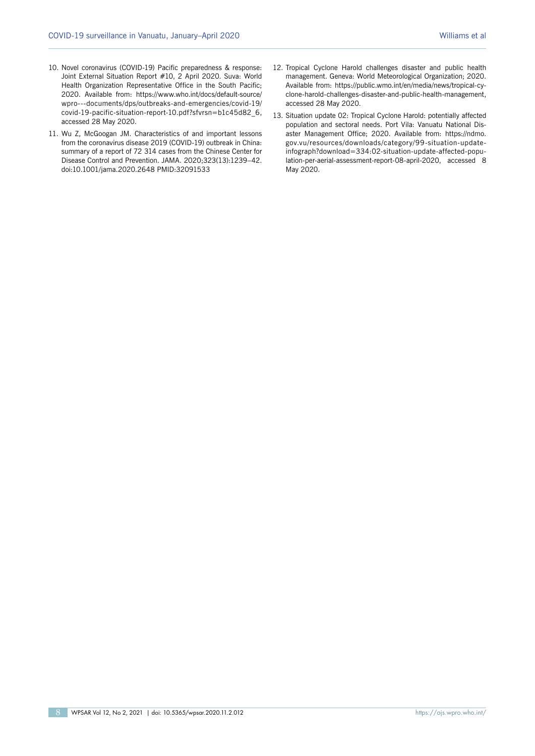10. Novel coronavirus (COVID-19) Pacific preparedness & response: Joint External Situation Report #10, 2 April 2020. Suva: World Health Organization Representative Office in the South Pacific; 2020. Available from: https://www.who.int/docs/default-source/wpro---documents/dps/outbreaks-and-emergencies/covid-19/covid-19-pacific-situation-report-10.pdf?sfvrsn=b1c45d82_6, accessed 28 May 2020.
11. Wu Z, McGoogan JM. Characteristics of and important lessons from the coronavirus disease 2019 (COVID-19) outbreak in China: summary of a report of 72 314 cases from the Chinese Center for Disease Control and Prevention. JAMA. 2020;323(13):1239–42. doi:10.1001/jama.2020.2648 PMID:32091533
12. Tropical Cyclone Harold challenges disaster and public health management. Geneva: World Meteorological Organization; 2020. Available from: https://public.wmo.int/en/media/news/tropical-cyclone-harold-challenges-disaster-and-public-health-management, accessed 28 May 2020.
13. Situation update 02: Tropical Cyclone Harold: potentially affected population and sectoral needs. Port Vila: Vanuatu National Disaster Management Office; 2020. Available from: https://ndmo.gov.vu/resources/downloads/category/99-situation-update-infograph?download=334:02-situation-update-affected-population-per-aerial-assessment-report-08-april-2020, accessed 8 May 2020.